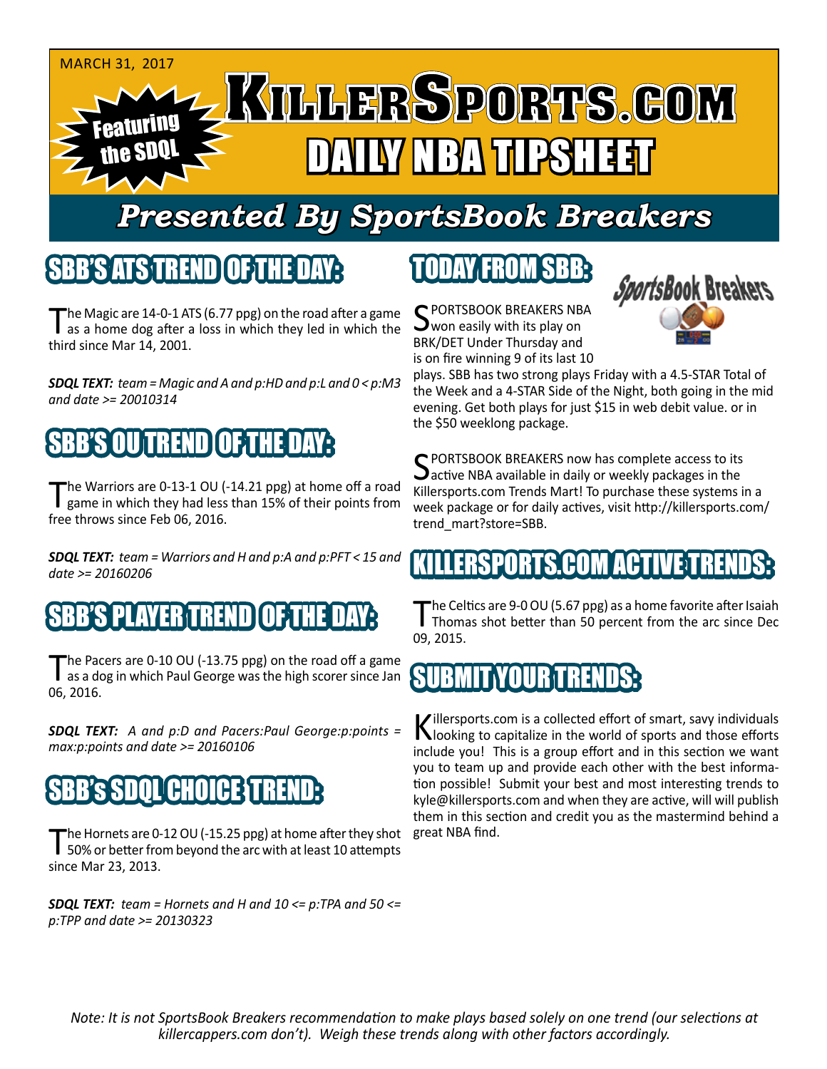MARCH 31, 2017

Featuring the SDQL

# KILLERSPORTS.COM

## DAILY NBA TIPSHEET

## *Presented By SportsBook Breakers*

## SBB'S ATS TREND OF THE DAY:

The Magic are 14-0-1 ATS (6.77 ppg) on the road after a game as a home dog after a loss in which they led in which the third since Mar 14, 2001.

***SDQL TEXT:** team = Magic and A and p:HD and p:L and 0 < p:M3 and date >= 20010314*

## SBB'S OU TREND OF THE DAY:

The Warriors are 0-13-1 OU (-14.21 ppg) at home off a road game in which they had less than 15% of their points from free throws since Feb 06, 2016.

***SDQL TEXT:** team = Warriors and H and p:A and p:PFT < 15 and date >= 20160206*

## SBB'S PLAYER TREND OF THE DAY:

The Pacers are 0-10 OU (-13.75 ppg) on the road off a game as a dog in which Paul George was the high scorer since Jan 06, 2016.

***SDQL TEXT:** A and p:D and Pacers:Paul George:p:points = max:p:points and date >= 20160106*

## SBB's SDQL CHOICE TREND:

The Hornets are 0-12 OU (-15.25 ppg) at home after they shot 50% or better from beyond the arc with at least 10 attempts since Mar 23, 2013.

***SDQL TEXT:** team = Hornets and H and 10 <= p:TPA and 50 <= p:TPP and date >= 20130323*

## TODAY FROM SBB:

SportsBook Breakers

SPORTSBOOK BREAKERS NBA won easily with its play on BRK/DET Under Thursday and is on fire winning 9 of its last 10 plays. SBB has two strong plays Friday with a 4.5-STAR Total of the Week and a 4-STAR Side of the Night, both going in the mid evening. Get both plays for just $15 in web debit value. or in the $50 weeklong package.

SPORTSBOOK BREAKERS now has complete access to its active NBA available in daily or weekly packages in the Killersports.com Trends Mart! To purchase these systems in a week package or for daily actives, visit http://killersports.com/trend_mart?store=SBB.

## KILLERSPORTS.COM ACTIVE TRENDS:

The Celtics are 9-0 OU (5.67 ppg) as a home favorite after Isaiah Thomas shot better than 50 percent from the arc since Dec 09, 2015.

## SUBMIT YOUR TRENDS:

Killersports.com is a collected effort of smart, savy individuals looking to capitalize in the world of sports and those efforts include you! This is a group effort and in this section we want you to team up and provide each other with the best information possible! Submit your best and most interesting trends to kyle@killersports.com and when they are active, will will publish them in this section and credit you as the mastermind behind a great NBA find.

*Note: It is not SportsBook Breakers recommendation to make plays based solely on one trend (our selections at killercappers.com don't). Weigh these trends along with other factors accordingly.*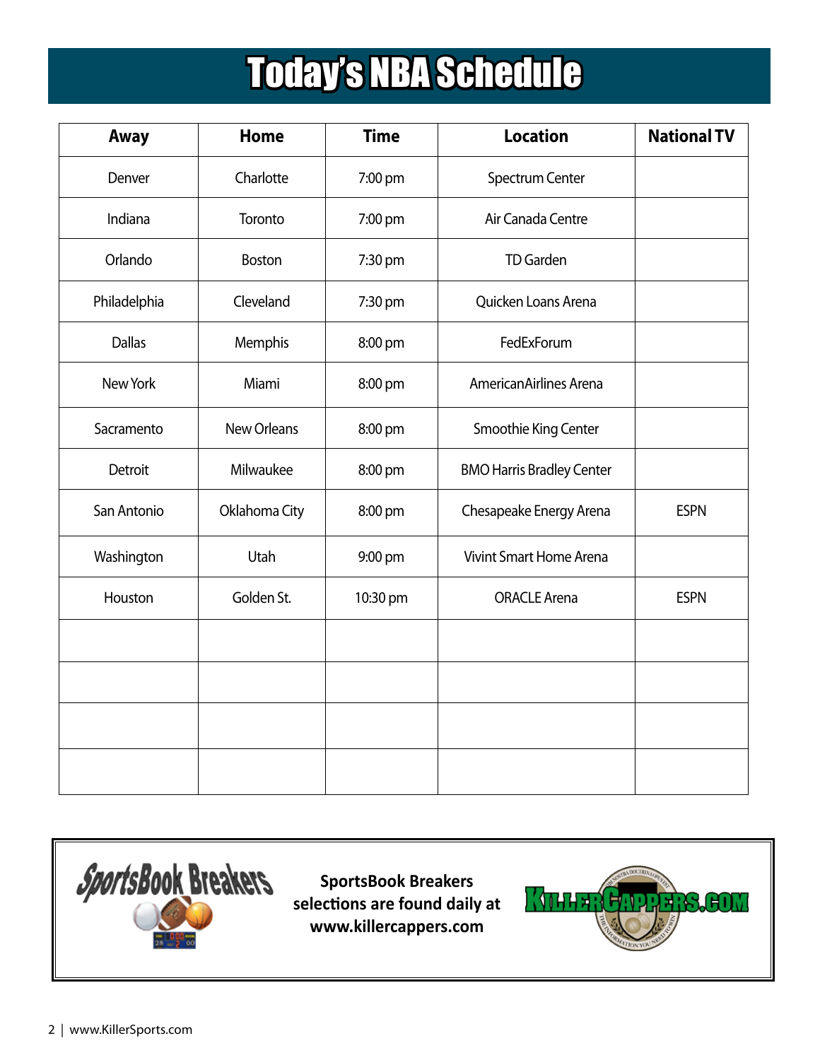# Today's NBA Schedule

| Away | Home | Time | Location | National TV |
|---|---|---|---|---|
| Denver | Charlotte | 7:00 pm | Spectrum Center | |
| Indiana | Toronto | 7:00 pm | Air Canada Centre | |
| Orlando | Boston | 7:30 pm | TD Garden | |
| Philadelphia | Cleveland | 7:30 pm | Quicken Loans Arena | |
| Dallas | Memphis | 8:00 pm | FedExForum | |
| New York | Miami | 8:00 pm | AmericanAirlines Arena | |
| Sacramento | New Orleans | 8:00 pm | Smoothie King Center | |
| Detroit | Milwaukee | 8:00 pm | BMO Harris Bradley Center | |
| San Antonio | Oklahoma City | 8:00 pm | Chesapeake Energy Arena | ESPN |
| Washington | Utah | 9:00 pm | Vivint Smart Home Arena | |
| Houston | Golden St. | 10:30 pm | ORACLE Arena | ESPN |
| | | | | |
| | | | | |
| | | | | |
| | | | | |

SportsBook Breakers

**SportsBook Breakers selections are found daily at www.killercappers.com**

KILLERCAPPERS.COM